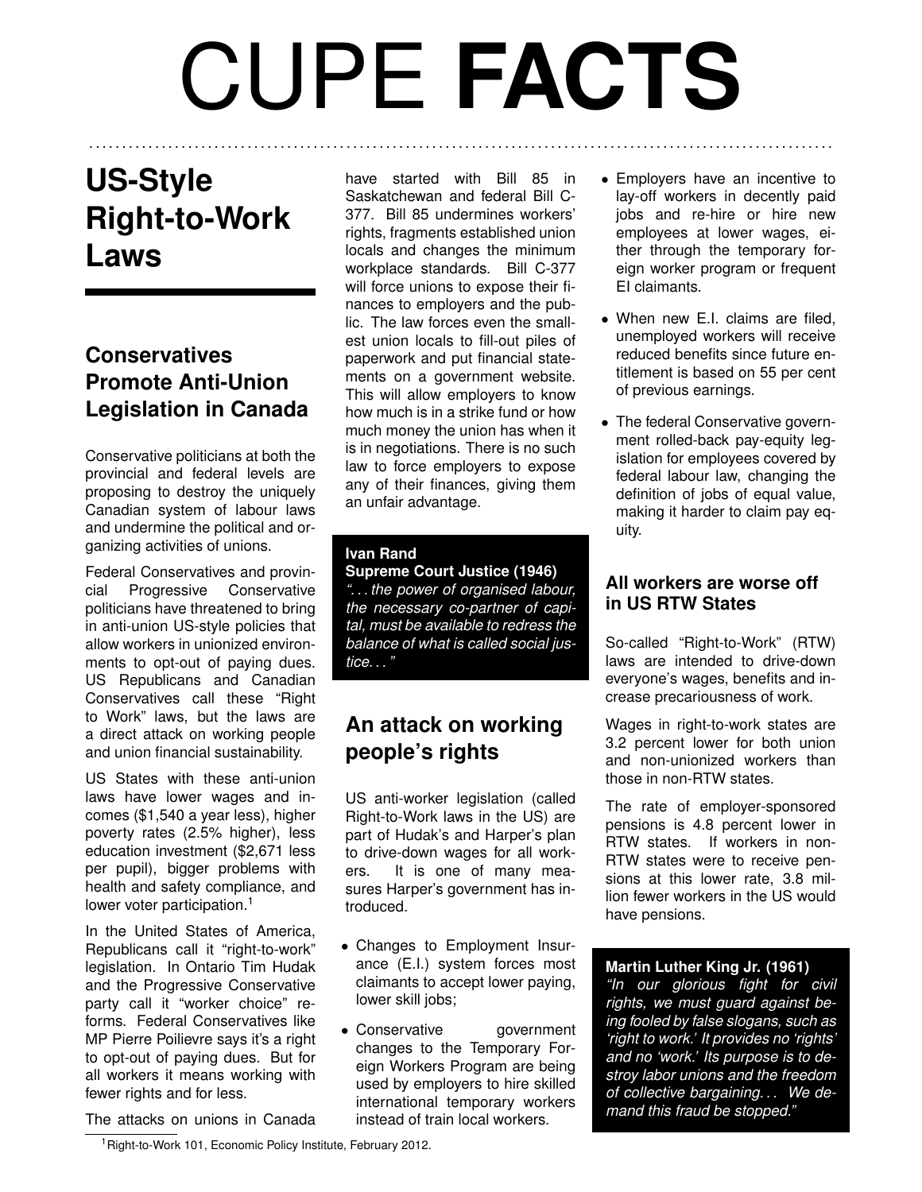# CUPE **FACTS**

## US-Style Right-to-Work Laws

### Conservatives Promote Anti-Union Legislation in Canada

Conservative politicians at both the provincial and federal levels are proposing to destroy the uniquely Canadian system of labour laws and undermine the political and organizing activities of unions.

Federal Conservatives and provincial Progressive Conservative politicians have threatened to bring in anti-union US-style policies that allow workers in unionized environments to opt-out of paying dues. US Republicans and Canadian Conservatives call these "Right to Work" laws, but the laws are a direct attack on working people and union financial sustainability.

US States with these anti-union laws have lower wages and incomes ($1,540 a year less), higher poverty rates (2.5% higher), less education investment ($2,671 less per pupil), bigger problems with health and safety compliance, and lower voter participation.[1]

In the United States of America, Republicans call it "right-to-work" legislation. In Ontario Tim Hudak and the Progressive Conservative party call it "worker choice" reforms. Federal Conservatives like MP Pierre Poilievre says it's a right to opt-out of paying dues. But for all workers it means working with fewer rights and for less.

The attacks on unions in Canada have started with Bill 85 in Saskatchewan and federal Bill C-377. Bill 85 undermines workers' rights, fragments established union locals and changes the minimum workplace standards. Bill C-377 will force unions to expose their finances to employers and the public. The law forces even the smallest union locals to fill-out piles of paperwork and put financial statements on a government website. This will allow employers to know how much is in a strike fund or how much money the union has when it is in negotiations. There is no such law to force employers to expose any of their finances, giving them an unfair advantage.

> **Ivan Rand**
> **Supreme Court Justice (1946)**
> *". . . the power of organised labour, the necessary co-partner of capital, must be available to redress the balance of what is called social justice. . ."*

## An attack on working people's rights

US anti-worker legislation (called Right-to-Work laws in the US) are part of Hudak's and Harper's plan to drive-down wages for all workers. It is one of many measures Harper's government has introduced.

- Changes to Employment Insurance (E.I.) system forces most claimants to accept lower paying, lower skill jobs;
- Conservative government changes to the Temporary Foreign Workers Program are being used by employers to hire skilled international temporary workers instead of train local workers.
- Employers have an incentive to lay-off workers in decently paid jobs and re-hire or hire new employees at lower wages, either through the temporary foreign worker program or frequent EI claimants.
- When new E.I. claims are filed, unemployed workers will receive reduced benefits since future entitlement is based on 55 per cent of previous earnings.
- The federal Conservative government rolled-back pay-equity legislation for employees covered by federal labour law, changing the definition of jobs of equal value, making it harder to claim pay equity.

### All workers are worse off in US RTW States

So-called "Right-to-Work" (RTW) laws are intended to drive-down everyone's wages, benefits and increase precariousness of work.

Wages in right-to-work states are 3.2 percent lower for both union and non-unionized workers than those in non-RTW states.

The rate of employer-sponsored pensions is 4.8 percent lower in RTW states. If workers in non-RTW states were to receive pensions at this lower rate, 3.8 million fewer workers in the US would have pensions.

> **Martin Luther King Jr. (1961)**
> *"In our glorious fight for civil rights, we must guard against being fooled by false slogans, such as 'right to work.' It provides no 'rights' and no 'work.' Its purpose is to destroy labor unions and the freedom of collective bargaining. . . We demand this fraud be stopped."*

---

[1] Right-to-Work 101, Economic Policy Institute, February 2012.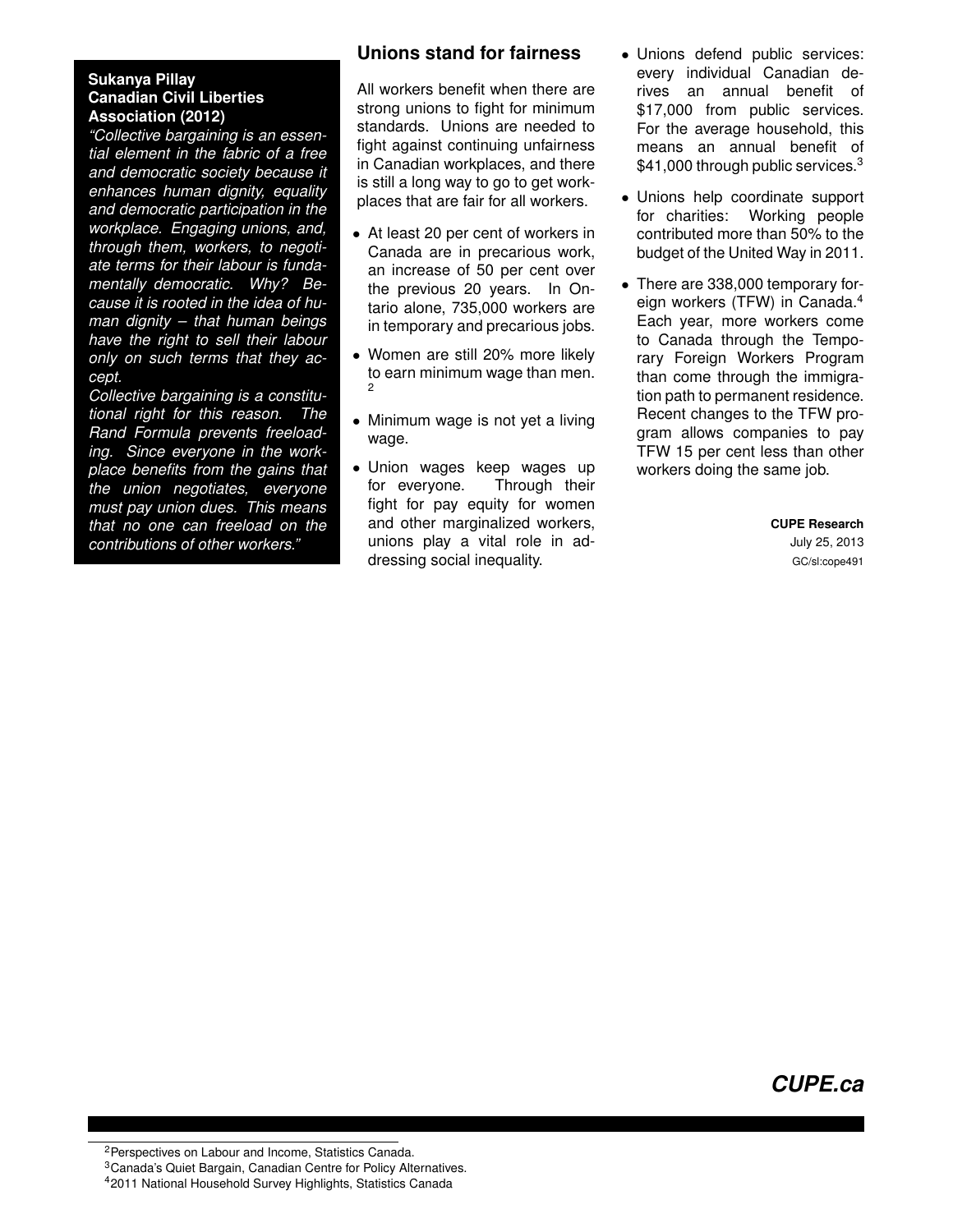**Sukanya Pillay**
**Canadian Civil Liberties Association (2012)**

*"Collective bargaining is an essential element in the fabric of a free and democratic society because it enhances human dignity, equality and democratic participation in the workplace. Engaging unions, and, through them, workers, to negotiate terms for their labour is fundamentally democratic. Why? Because it is rooted in the idea of human dignity – that human beings have the right to sell their labour only on such terms that they accept.*

*Collective bargaining is a constitutional right for this reason. The Rand Formula prevents freeloading. Since everyone in the workplace benefits from the gains that the union negotiates, everyone must pay union dues. This means that no one can freeload on the contributions of other workers."*

## Unions stand for fairness

All workers benefit when there are strong unions to fight for minimum standards. Unions are needed to fight against continuing unfairness in Canadian workplaces, and there is still a long way to go to get workplaces that are fair for all workers.

- At least 20 per cent of workers in Canada are in precarious work, an increase of 50 per cent over the previous 20 years. In Ontario alone, 735,000 workers are in temporary and precarious jobs.
- Women are still 20% more likely to earn minimum wage than men.[2]
- Minimum wage is not yet a living wage.
- Union wages keep wages up for everyone. Through their fight for pay equity for women and other marginalized workers, unions play a vital role in addressing social inequality.
- Unions defend public services: every individual Canadian derives an annual benefit of $17,000 from public services. For the average household, this means an annual benefit of $41,000 through public services.[3]
- Unions help coordinate support for charities: Working people contributed more than 50% to the budget of the United Way in 2011.
- There are 338,000 temporary foreign workers (TFW) in Canada.[4] Each year, more workers come to Canada through the Temporary Foreign Workers Program than come through the immigration path to permanent residence. Recent changes to the TFW program allows companies to pay TFW 15 per cent less than other workers doing the same job.

**CUPE Research**
July 25, 2013
GC/sl:cope491

***CUPE.ca***

[2] Perspectives on Labour and Income, Statistics Canada.
[3] Canada's Quiet Bargain, Canadian Centre for Policy Alternatives.
[4] 2011 National Household Survey Highlights, Statistics Canada